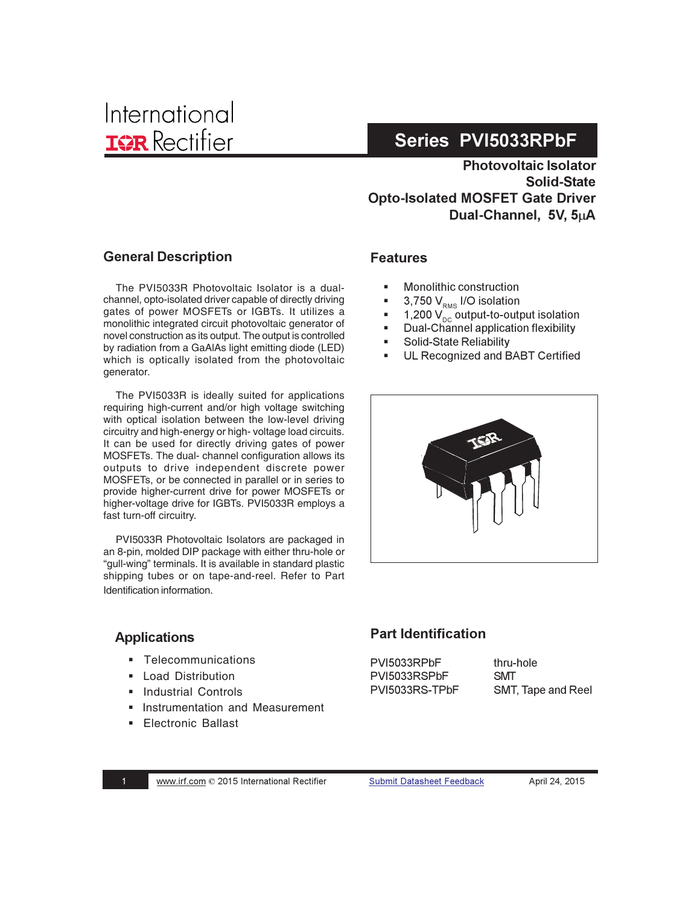International Rectifier

# Series PVI5033RPbF

**Photovoltaic Isolator**
**Solid-State**
**Opto-Isolated MOSFET Gate Driver**
**Dual-Channel, 5V, 5μA**

## General Description

The PVI5033R Photovoltaic Isolator is a dual-channel, opto-isolated driver capable of directly driving gates of power MOSFETs or IGBTs. It utilizes a monolithic integrated circuit photovoltaic generator of novel construction as its output. The output is controlled by radiation from a GaAlAs light emitting diode (LED) which is optically isolated from the photovoltaic generator.

The PVI5033R is ideally suited for applications requiring high-current and/or high voltage switching with optical isolation between the low-level driving circuitry and high-energy or high- voltage load circuits. It can be used for directly driving gates of power MOSFETs. The dual- channel configuration allows its outputs to drive independent discrete power MOSFETs, or be connected in parallel or in series to provide higher-current drive for power MOSFETs or higher-voltage drive for IGBTs. PVI5033R employs a fast turn-off circuitry.

PVI5033R Photovoltaic Isolators are packaged in an 8-pin, molded DIP package with either thru-hole or "gull-wing" terminals. It is available in standard plastic shipping tubes or on tape-and-reel. Refer to Part Identification information.

## Features

- Monolithic construction
- 3,750 $V_{RMS}$ I/O isolation
- 1,200 $V_{DC}$ output-to-output isolation
- Dual-Channel application flexibility
- Solid-State Reliability
- UL Recognized and BABT Certified

## Applications

- Telecommunications
- Load Distribution
- Industrial Controls
- Instrumentation and Measurement
- Electronic Ballast

## Part Identification

| | |
|---|---|
| PVI5033RPbF | thru-hole |
| PVI5033RSPbF | SMT |
| PVI5033RS-TPbF | SMT, Tape and Reel |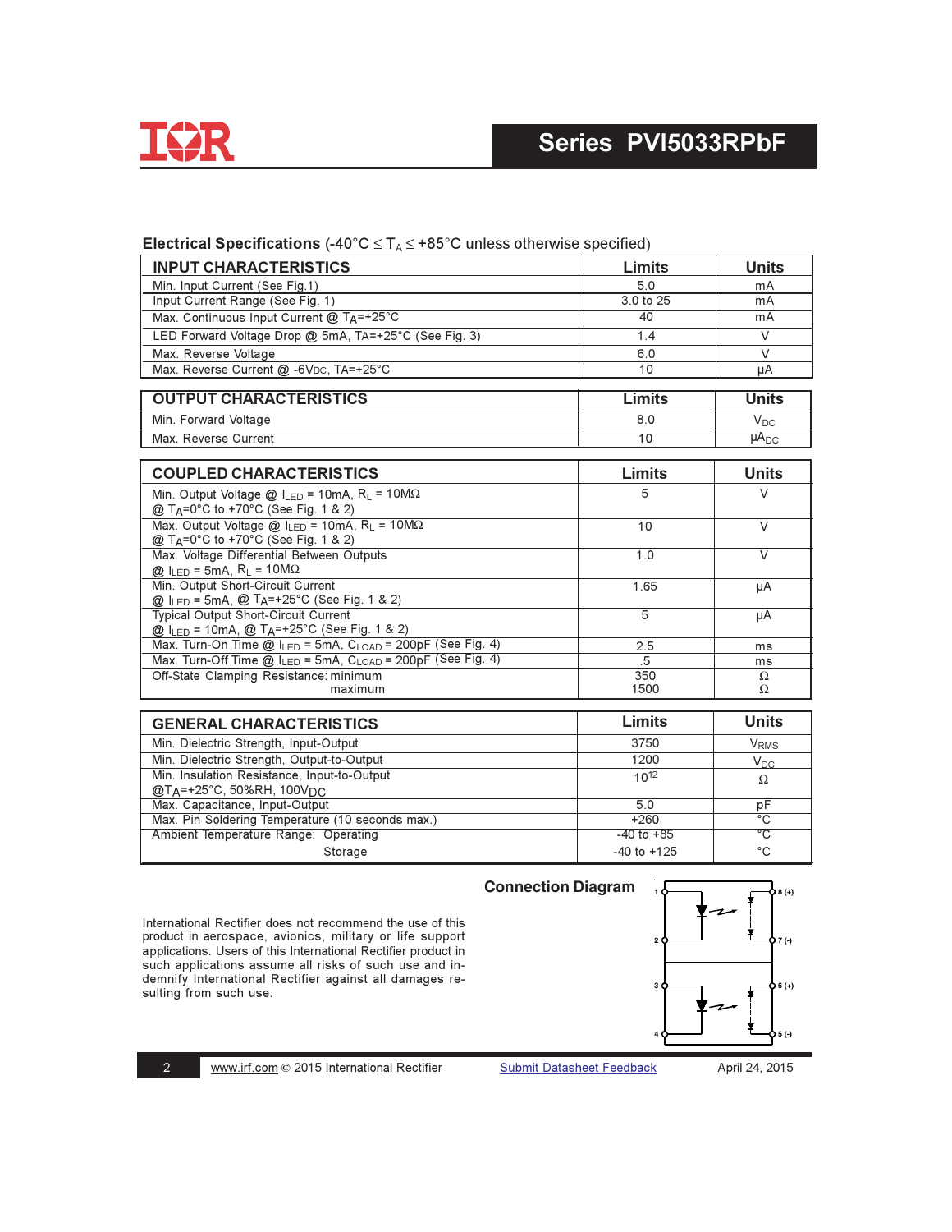## Electrical Specifications (-40°C ≤ $T_A$ ≤ +85°C unless otherwise specified)

| INPUT CHARACTERISTICS | Limits | Units |
|---|---|---|
| Min. Input Current (See Fig.1) | 5.0 | mA |
| Input Current Range (See Fig. 1) | 3.0 to 25 | mA |
| Max. Continuous Input Current @ $T_A$=+25°C | 40 | mA |
| LED Forward Voltage Drop @ 5mA, TA=+25°C (See Fig. 3) | 1.4 | V |
| Max. Reverse Voltage | 6.0 | V |
| Max. Reverse Current @ -6VDC, TA=+25°C | 10 | µA |

| OUTPUT CHARACTERISTICS | Limits | Units |
|---|---|---|
| Min. Forward Voltage | 8.0 | $V_{DC}$ |
| Max. Reverse Current | 10 | $\mu A_{DC}$ |

| COUPLED CHARACTERISTICS | Limits | Units |
|---|---|---|
| Min. Output Voltage @ $I_{LED}$ = 10mA, $R_L$ = 10MΩ @ $T_A$=0°C to +70°C (See Fig. 1 & 2) | 5 | V |
| Max. Output Voltage @ $I_{LED}$ = 10mA, $R_L$ = 10MΩ @ $T_A$=0°C to +70°C (See Fig. 1 & 2) | 10 | V |
| Max. Voltage Differential Between Outputs @ $I_{LED}$ = 5mA, $R_L$ = 10MΩ | 1.0 | V |
| Min. Output Short-Circuit Current @ $I_{LED}$ = 5mA, @ $T_A$=+25°C (See Fig. 1 & 2) | 1.65 | µA |
| Typical Output Short-Circuit Current @ $I_{LED}$ = 10mA, @ $T_A$=+25°C (See Fig. 1 & 2) | 5 | µA |
| Max. Turn-On Time @ $I_{LED}$ = 5mA, $C_{LOAD}$ = 200pF (See Fig. 4) | 2.5 | ms |
| Max. Turn-Off Time @ $I_{LED}$ = 5mA, $C_{LOAD}$ = 200pF (See Fig. 4) | .5 | ms |
| Off-State Clamping Resistance: minimum | 350 | Ω |
| maximum | 1500 | Ω |

| GENERAL CHARACTERISTICS | Limits | Units |
|---|---|---|
| Min. Dielectric Strength, Input-Output | 3750 | $V_{RMS}$ |
| Min. Dielectric Strength, Output-to-Output | 1200 | $V_{DC}$ |
| Min. Insulation Resistance, Input-to-Output @$T_A$=+25°C, 50%RH, 100$V_{DC}$ | $10^{12}$ | Ω |
| Max. Capacitance, Input-Output | 5.0 | pF |
| Max. Pin Soldering Temperature (10 seconds max.) | +260 | °C |
| Ambient Temperature Range: Operating | -40 to +85 | °C |
| Storage | -40 to +125 | °C |

International Rectifier does not recommend the use of this product in aerospace, avionics, military or life support applications. Users of this International Rectifier product in such applications assume all risks of such use and indemnify International Rectifier against all damages resulting from such use.

### Connection Diagram

1, 2, 3, 4, 8 (+), 7 (-), 6 (+), 5 (-)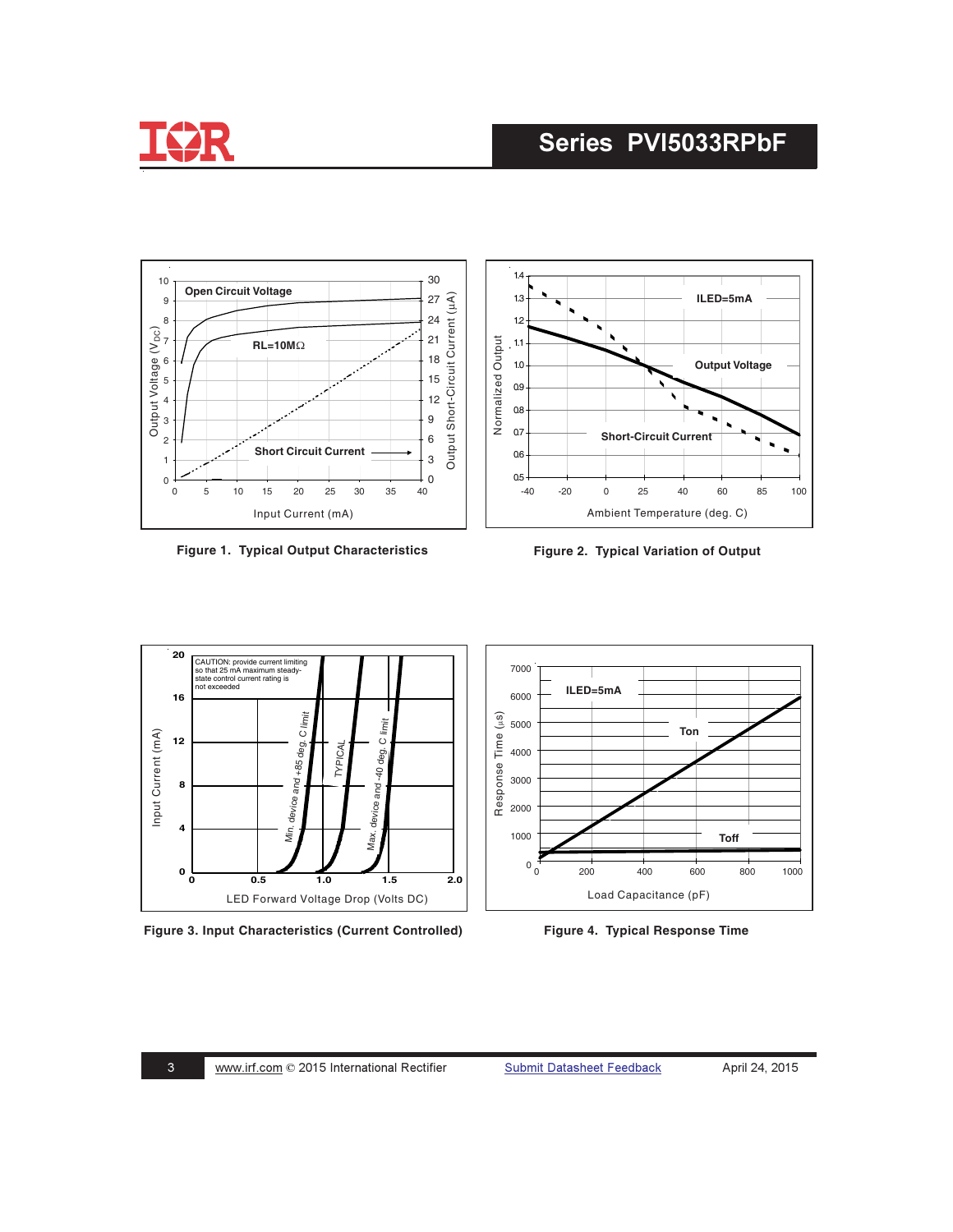Figure 1. Typical Output Characteristics

Figure 2. Typical Variation of Output

CAUTION: provide current limiting so that 25 mA maximum steady-state control current rating is not exceeded

Figure 3. Input Characteristics (Current Controlled)

Figure 4. Typical Response Time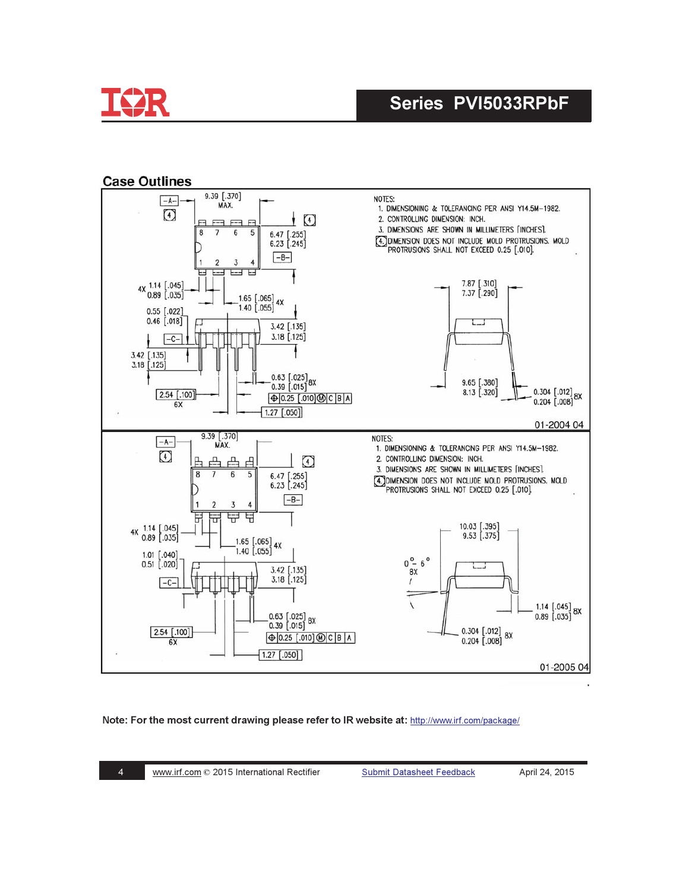## Case Outlines

NOTES:

1. DIMENSIONING & TOLERANCING PER ANSI Y14.5M-1982.
2. CONTROLLING DIMENSION: INCH.
3. DIMENSIONS ARE SHOWN IN MILLIMETERS [INCHES].
4. DIMENSION DOES NOT INCLUDE MOLD PROTRUSIONS. MOLD PROTRUSIONS SHALL NOT EXCEED 0.25 [.010].

01-2004 04

NOTES:

1. DIMENSIONING & TOLERANCING PER ANSI Y14.5M-1982.
2. CONTROLLING DIMENSION: INCH.
3. DIMENSIONS ARE SHOWN IN MILLIMETERS [INCHES].
4. DIMENSION DOES NOT INCLUDE MOLD PROTRUSIONS. MOLD PROTRUSIONS SHALL NOT EXCEED 0.25 [.010].

01-2005 04

**Note: For the most current drawing please refer to IR website at:** http://www.irf.com/package/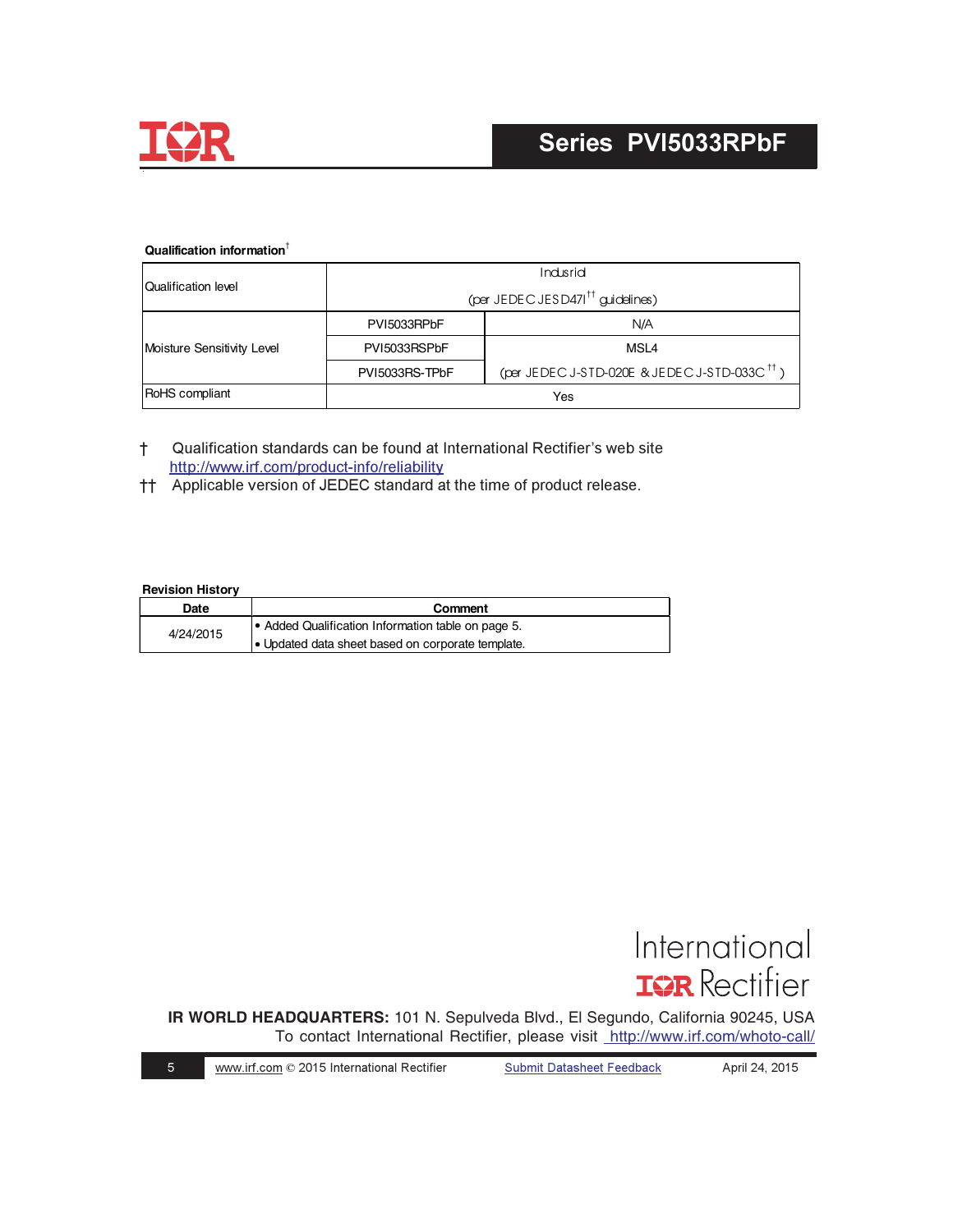**Qualification information**[†]

| Qualification level | Indusrial (per JEDEC JESD47I[††] guidelines) | |
|---|---|---|
| Moisture Sensitivity Level | PVI5033RPbF | N/A |
| | PVI5033RSPbF | MSL4 (per JEDEC J-STD-020E & JEDEC J-STD-033C[††]) |
| | PVI5033RS-TPbF | |
| RoHS compliant | Yes | |

† Qualification standards can be found at International Rectifier's web site http://www.irf.com/product-info/reliability

†† Applicable version of JEDEC standard at the time of product release.

**Revision History**

| Date | Comment |
|---|---|
| 4/24/2015 | • Added Qualification Information table on page 5.<br>• Updated data sheet based on corporate template. |

International IOR Rectifier

**IR WORLD HEADQUARTERS:** 101 N. Sepulveda Blvd., El Segundo, California 90245, USA
To contact International Rectifier, please visit http://www.irf.com/whoto-call/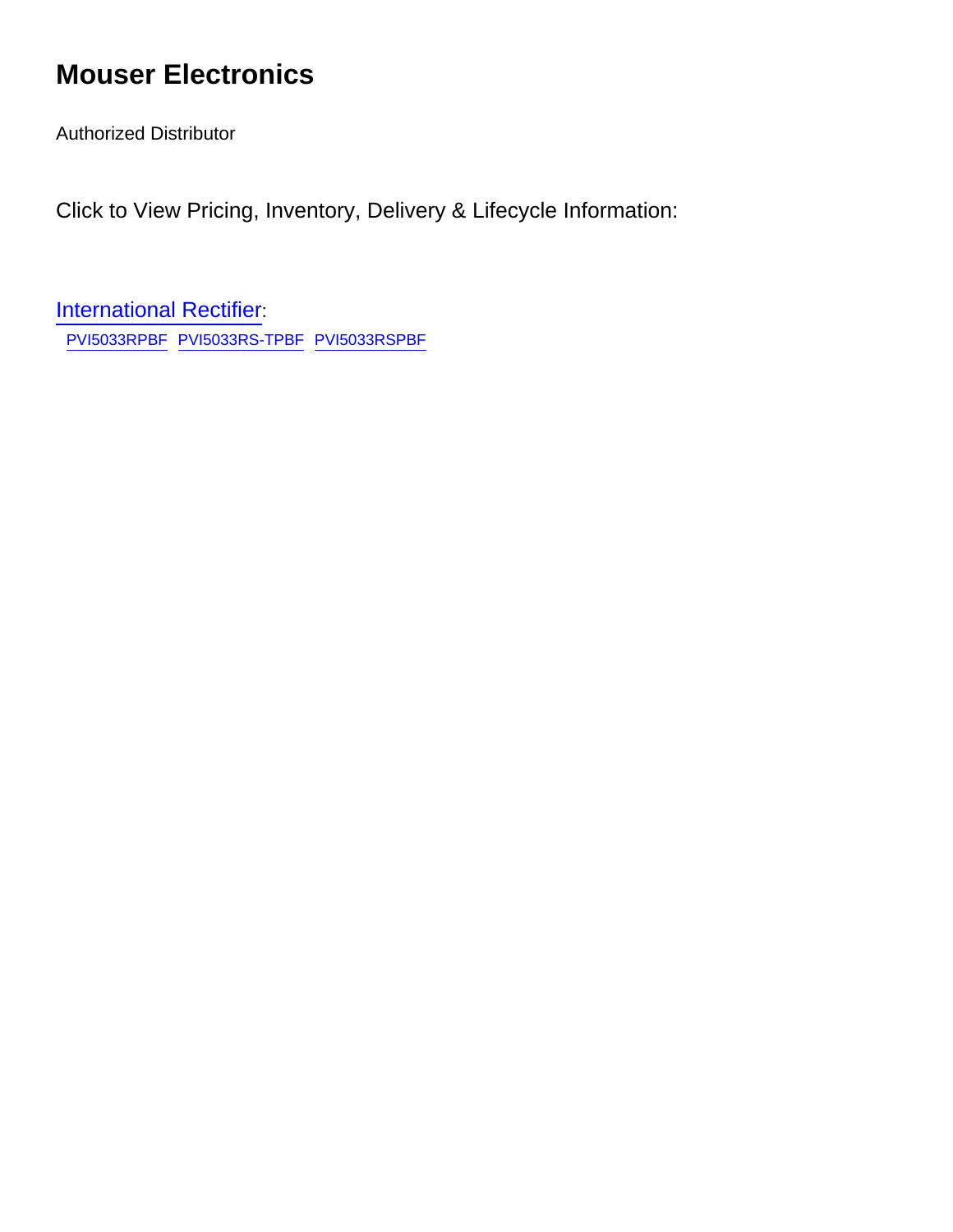# Mouser Electronics

Authorized Distributor

Click to View Pricing, Inventory, Delivery & Lifecycle Information:

International Rectifier:

PVI5033RPBF PVI5033RS-TPBF PVI5033RSPBF